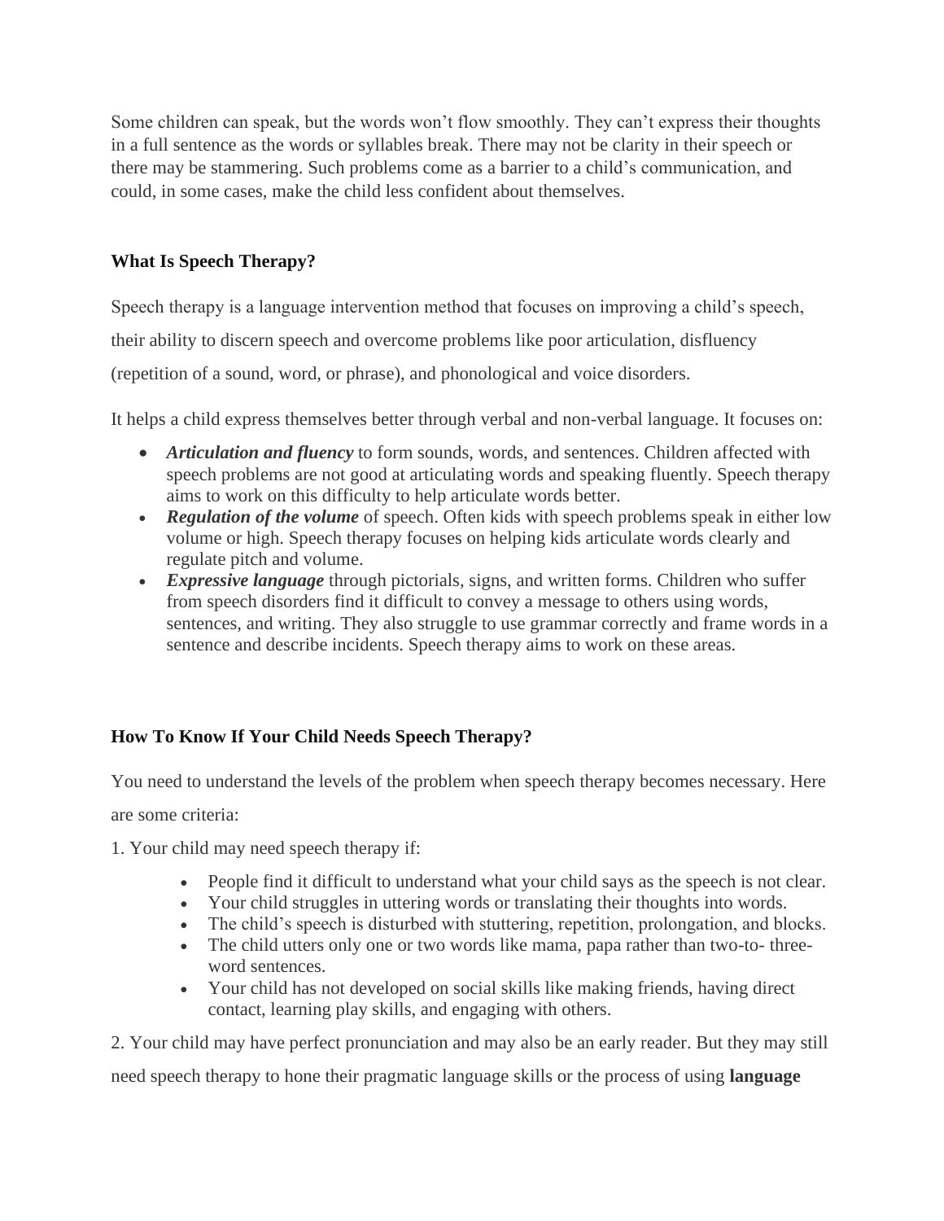Some children can speak, but the words won't flow smoothly. They can't express their thoughts in a full sentence as the words or syllables break. There may not be clarity in their speech or there may be stammering. Such problems come as a barrier to a child's communication, and could, in some cases, make the child less confident about themselves.

### What Is Speech Therapy?

Speech therapy is a language intervention method that focuses on improving a child's speech, their ability to discern speech and overcome problems like poor articulation, disfluency (repetition of a sound, word, or phrase), and phonological and voice disorders.

It helps a child express themselves better through verbal and non-verbal language. It focuses on:

- ***Articulation and fluency*** to form sounds, words, and sentences. Children affected with speech problems are not good at articulating words and speaking fluently. Speech therapy aims to work on this difficulty to help articulate words better.
- ***Regulation of the volume*** of speech. Often kids with speech problems speak in either low volume or high. Speech therapy focuses on helping kids articulate words clearly and regulate pitch and volume.
- ***Expressive language*** through pictorials, signs, and written forms. Children who suffer from speech disorders find it difficult to convey a message to others using words, sentences, and writing. They also struggle to use grammar correctly and frame words in a sentence and describe incidents. Speech therapy aims to work on these areas.

### How To Know If Your Child Needs Speech Therapy?

You need to understand the levels of the problem when speech therapy becomes necessary. Here are some criteria:

1. Your child may need speech therapy if:

   - People find it difficult to understand what your child says as the speech is not clear.
   - Your child struggles in uttering words or translating their thoughts into words.
   - The child's speech is disturbed with stuttering, repetition, prolongation, and blocks.
   - The child utters only one or two words like mama, papa rather than two-to- three-word sentences.
   - Your child has not developed on social skills like making friends, having direct contact, learning play skills, and engaging with others.

2. Your child may have perfect pronunciation and may also be an early reader. But they may still need speech therapy to hone their pragmatic language skills or the process of using **language**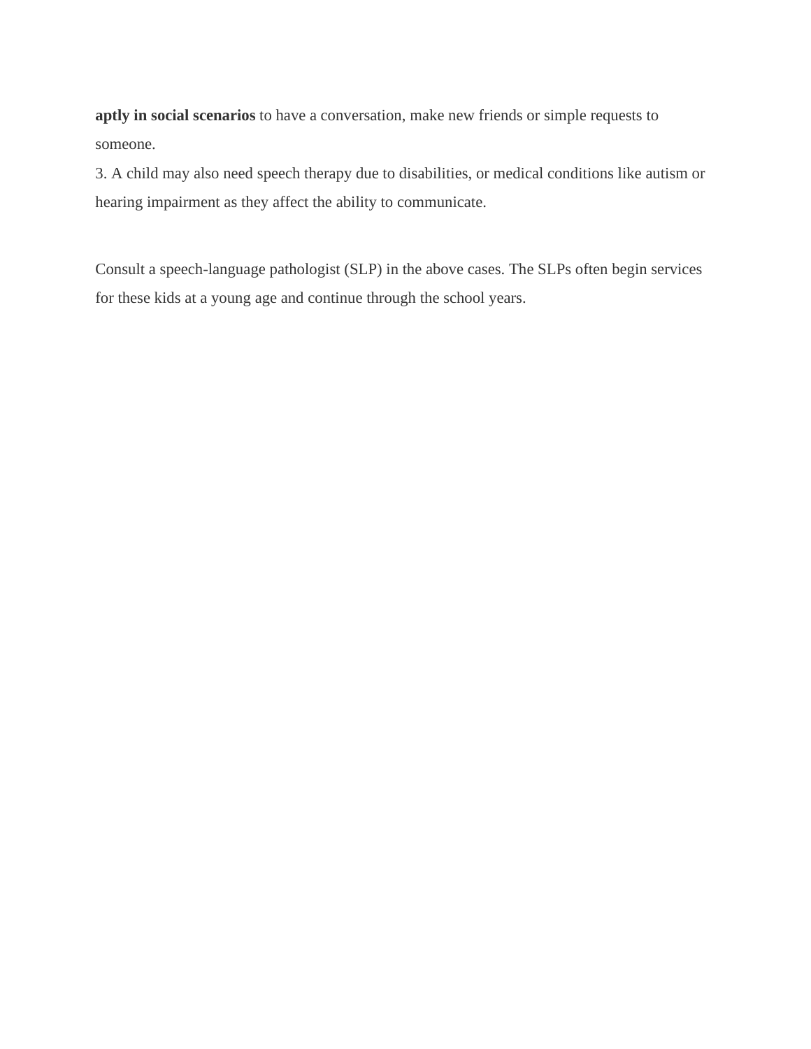**aptly in social scenarios** to have a conversation, make new friends or simple requests to someone.

3. A child may also need speech therapy due to disabilities, or medical conditions like autism or hearing impairment as they affect the ability to communicate.

Consult a speech-language pathologist (SLP) in the above cases. The SLPs often begin services for these kids at a young age and continue through the school years.